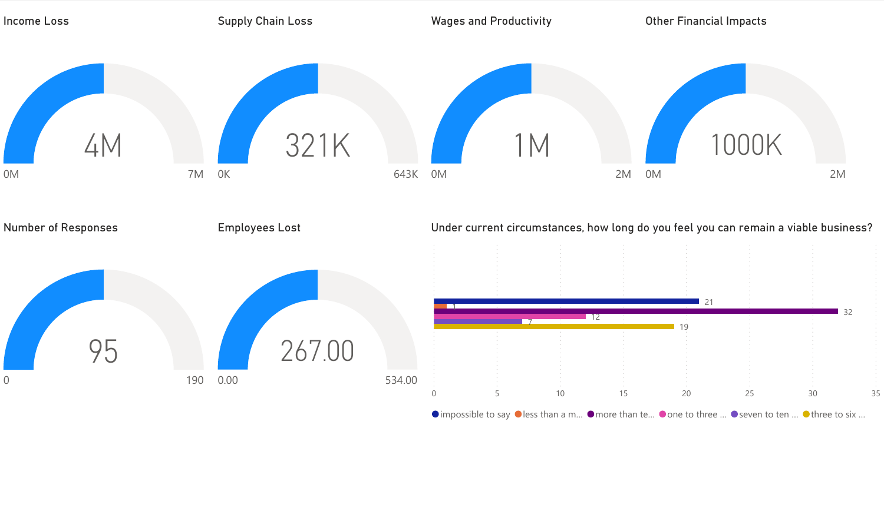## Income Loss

4M

0M — 7M

## Supply Chain Loss

321K

0K — 643K

## Wages and Productivity

1M

0M — 2M

## Other Financial Impacts

1000K

0M — 2M

## Number of Responses

95

0 — 190

## Employees Lost

267.00

0.00 — 534.00

## Under current circumstances, how long do you feel you can remain a viable business?

| Response | Count |
| --- | --- |
| impossible to say | 21 |
| less than a m... | 1 |
| more than te... | 32 |
| one to three ... | 12 |
| seven to ten ... | 7 |
| three to six ... | 19 |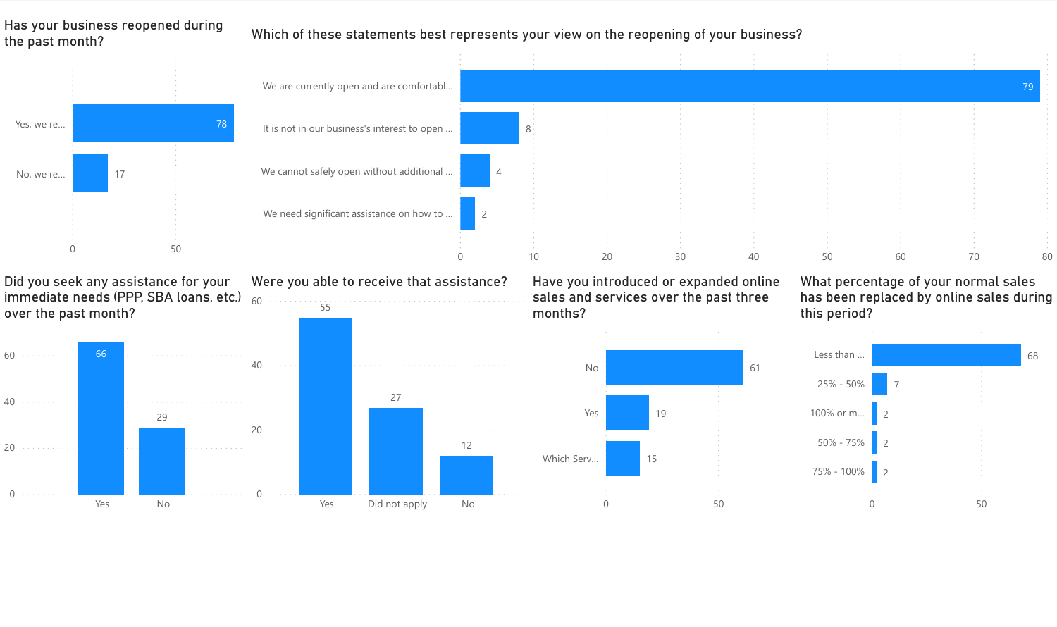## Has your business reopened during the past month?

Yes, we re... 78

No, we re... 17

0 50

## Which of these statements best represents your view on the reopening of your business?

We are currently open and are comfortabl... 79

It is not in our business's interest to open ... 8

We cannot safely open without additional ... 4

We need significant assistance on how to ... 2

0 10 20 30 40 50 60 70 80

## Did you seek any assistance for your immediate needs (PPP, SBA loans, etc.) over the past month?

Yes 66

No 29

0 20 40 60

## Were you able to receive that assistance?

Yes 55

Did not apply 27

No 12

0 20 40 60

## Have you introduced or expanded online sales and services over the past three months?

No 61

Yes 19

Which Serv... 15

0 50

## What percentage of your normal sales has been replaced by online sales during this period?

Less than ... 68

25% - 50% 7

100% or m... 2

50% - 75% 2

75% - 100% 2

0 50